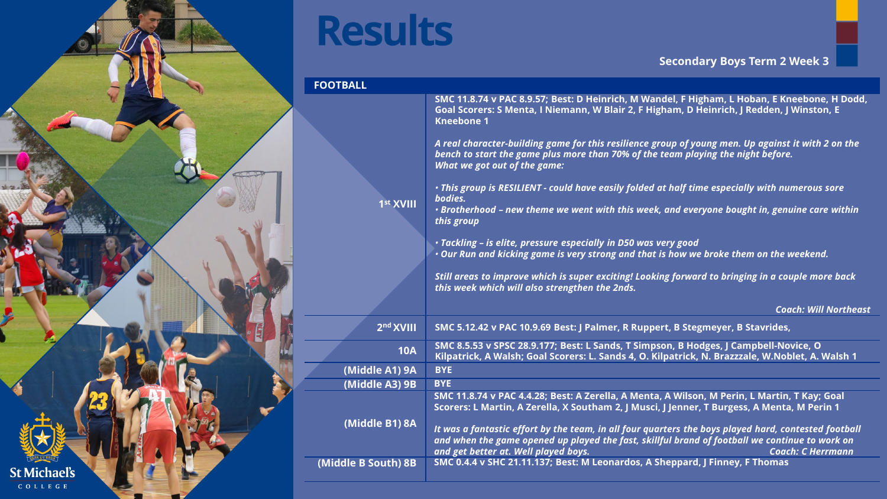# Results

**Secondary Boys Term 2 Week 3**

| FOOTBALL | |
|---|---|
| 1st XVIII | SMC 11.8.74 v PAC 8.9.57; Best: D Heinrich, M Wandel, F Higham, L Hoban, E Kneebone, H Dodd, Goal Scorers: S Menta, I Niemann, W Blair 2, F Higham, D Heinrich, J Redden, J Winston, E Kneebone 1<br><br>*A real character-building game for this resilience group of young men. Up against it with 2 on the bench to start the game plus more than 70% of the team playing the night before. What we got out of the game:*<br><br>*• This group is RESILIENT - could have easily folded at half time especially with numerous sore bodies.*<br>*• Brotherhood – new theme we went with this week, and everyone bought in, genuine care within this group*<br><br>*• Tackling – is elite, pressure especially in D50 was very good*<br>*• Our Run and kicking game is very strong and that is how we broke them on the weekend.*<br><br>*Still areas to improve which is super exciting! Looking forward to bringing in a couple more back this week which will also strengthen the 2nds.*<br><br>*Coach: Will Northeast* |
| 2nd XVIII | SMC 5.12.42 v PAC 10.9.69 Best: J Palmer, R Ruppert, B Stegmeyer, B Stavrides, |
| 10A | SMC 8.5.53 v SPSC 28.9.177; Best: L Sands, T Simpson, B Hodges, J Campbell-Novice, O Kilpatrick, A Walsh; Goal Scorers: L. Sands 4, O. Kilpatrick, N. Brazzzale, W.Noblet, A. Walsh 1 |
| (Middle A1) 9A | BYE |
| (Middle A3) 9B | BYE |
| (Middle B1) 8A | SMC 11.8.74 v PAC 4.4.28; Best: A Zerella, A Menta, A Wilson, M Perin, L Martin, T Kay; Goal Scorers: L Martin, A Zerella, X Southam 2, J Musci, J Jenner, T Burgess, A Menta, M Perin 1<br><br>*It was a fantastic effort by the team, in all four quarters the boys played hard, contested football and when the game opened up played the fast, skillful brand of football we continue to work on and get better at. Well played boys.* *Coach: C Herrmann* |
| (Middle B South) 8B | SMC 0.4.4 v SHC 21.11.137; Best: M Leonardos, A Sheppard, J Finney, F Thomas |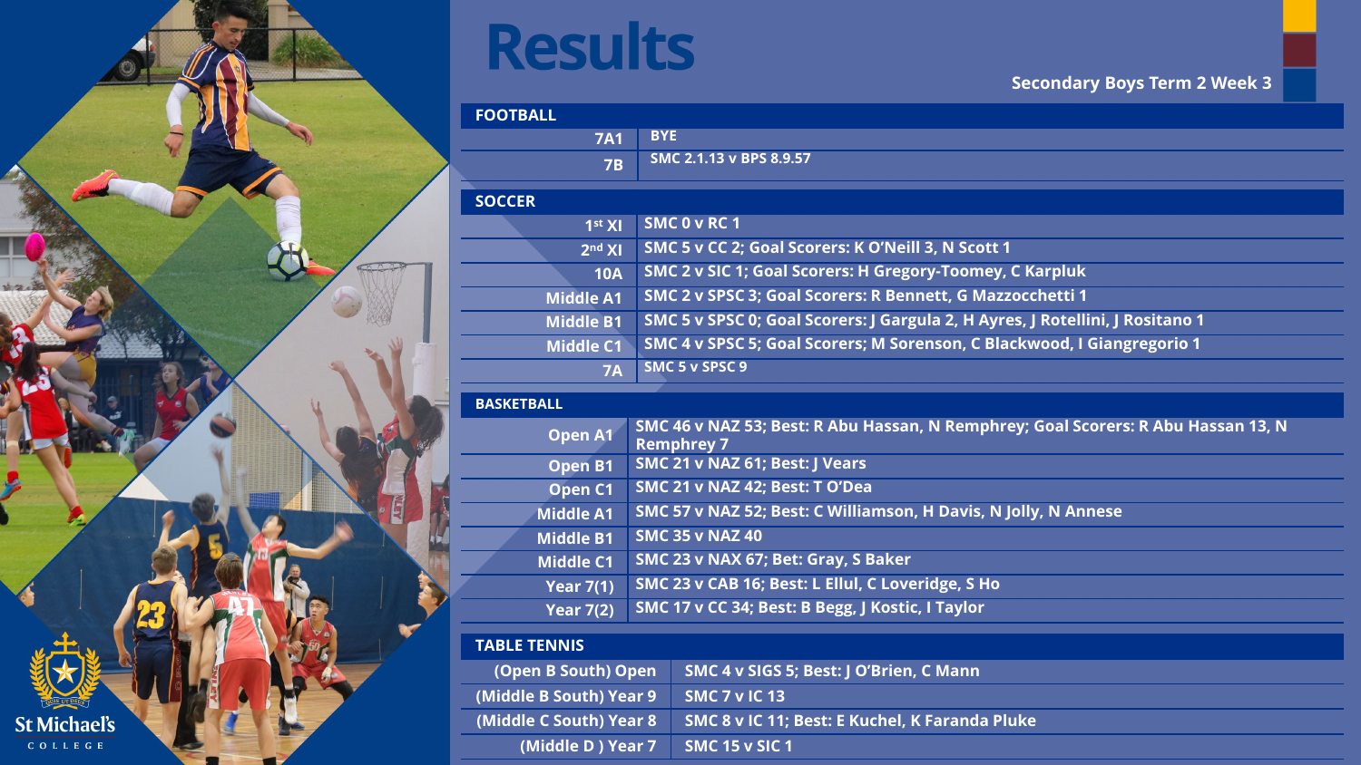# Results

**Secondary Boys Term 2 Week 3**

| | |
|---|---|
| **FOOTBALL** | |
| 7A1 | BYE |
| 7B | SMC 2.1.13 v BPS 8.9.57 |
| **SOCCER** | |
| 1st XI | SMC 0 v RC 1 |
| 2nd XI | SMC 5 v CC 2; Goal Scorers: K O'Neill 3, N Scott 1 |
| 10A | SMC 2 v SIC 1; Goal Scorers: H Gregory-Toomey, C Karpluk |
| Middle A1 | SMC 2 v SPSC 3; Goal Scorers: R Bennett, G Mazzocchetti 1 |
| Middle B1 | SMC 5 v SPSC 0; Goal Scorers: J Gargula 2, H Ayres, J Rotellini, J Rositano 1 |
| Middle C1 | SMC 4 v SPSC 5; Goal Scorers; M Sorenson, C Blackwood, I Giangregorio 1 |
| 7A | SMC 5 v SPSC 9 |
| **BASKETBALL** | |
| Open A1 | SMC 46 v NAZ 53; Best: R Abu Hassan, N Remphrey; Goal Scorers: R Abu Hassan 13, N Remphrey 7 |
| Open B1 | SMC 21 v NAZ 61; Best: J Vears |
| Open C1 | SMC 21 v NAZ 42; Best: T O'Dea |
| Middle A1 | SMC 57 v NAZ 52; Best: C Williamson, H Davis, N Jolly, N Annese |
| Middle B1 | SMC 35 v NAZ 40 |
| Middle C1 | SMC 23 v NAX 67; Bet: Gray, S Baker |
| Year 7(1) | SMC 23 v CAB 16; Best: L Ellul, C Loveridge, S Ho |
| Year 7(2) | SMC 17 v CC 34; Best: B Begg, J Kostic, I Taylor |
| **TABLE TENNIS** | |
| (Open B South) Open | SMC 4 v SIGS 5; Best: J O'Brien, C Mann |
| (Middle B South) Year 9 | SMC 7 v IC 13 |
| (Middle C South) Year 8 | SMC 8 v IC 11; Best: E Kuchel, K Faranda Pluke |
| (Middle D ) Year 7 | SMC 15 v SIC 1 |

St Michael's COLLEGE